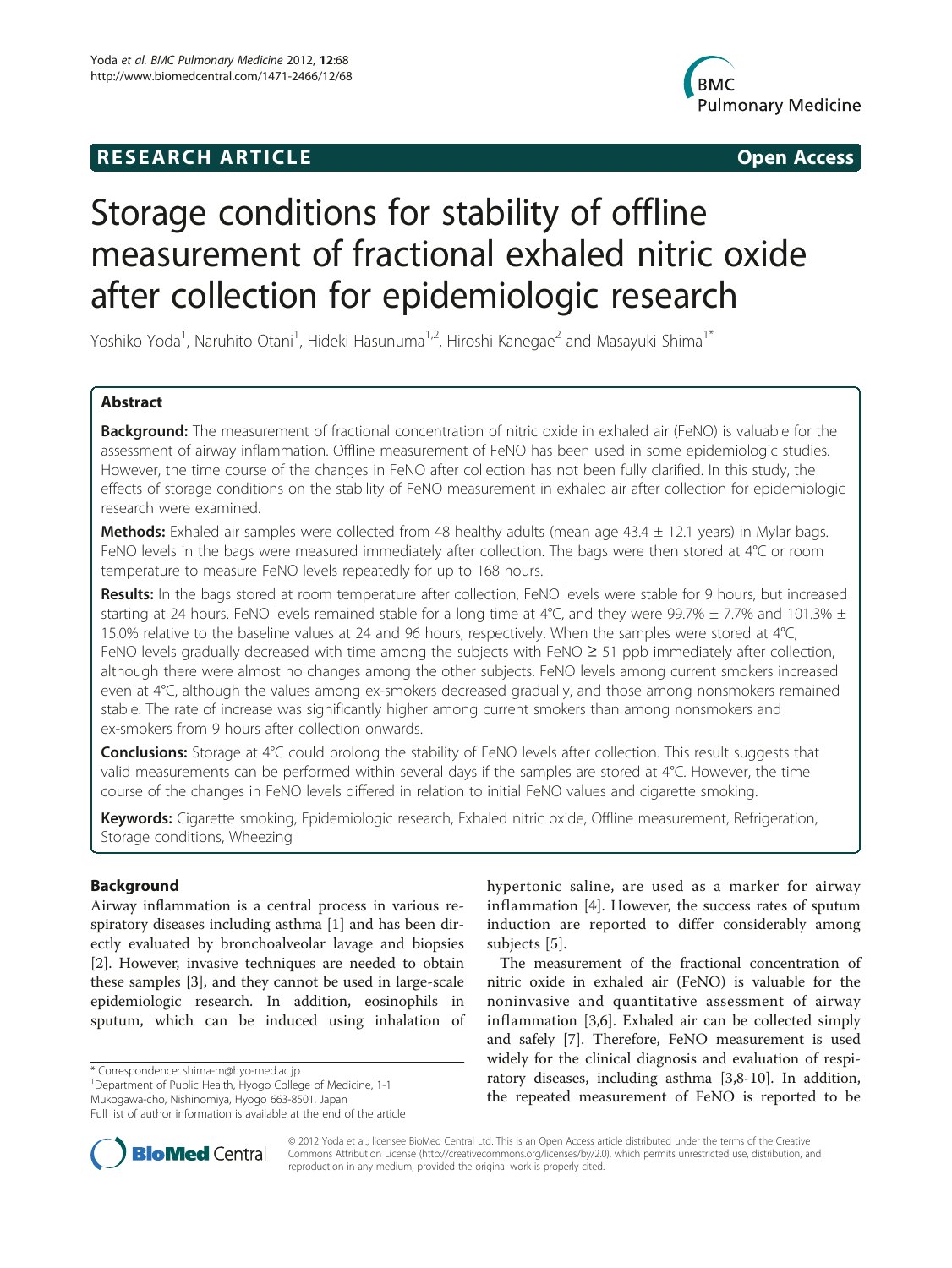## RESEARCH ARTICLE

Open Access

# Storage conditions for stability of offline measurement of fractional exhaled nitric oxide after collection for epidemiologic research

Yoshiko Yoda[1], Naruhito Otani[1], Hideki Hasunuma[1,2], Hiroshi Kanegae[2] and Masayuki Shima[1*]

## Abstract

**Background:** The measurement of fractional concentration of nitric oxide in exhaled air (FeNO) is valuable for the assessment of airway inflammation. Offline measurement of FeNO has been used in some epidemiologic studies. However, the time course of the changes in FeNO after collection has not been fully clarified. In this study, the effects of storage conditions on the stability of FeNO measurement in exhaled air after collection for epidemiologic research were examined.

**Methods:** Exhaled air samples were collected from 48 healthy adults (mean age 43.4 ± 12.1 years) in Mylar bags. FeNO levels in the bags were measured immediately after collection. The bags were then stored at 4°C or room temperature to measure FeNO levels repeatedly for up to 168 hours.

**Results:** In the bags stored at room temperature after collection, FeNO levels were stable for 9 hours, but increased starting at 24 hours. FeNO levels remained stable for a long time at 4°C, and they were 99.7% ± 7.7% and 101.3% ± 15.0% relative to the baseline values at 24 and 96 hours, respectively. When the samples were stored at 4°C, FeNO levels gradually decreased with time among the subjects with FeNO ≥ 51 ppb immediately after collection, although there were almost no changes among the other subjects. FeNO levels among current smokers increased even at 4°C, although the values among ex-smokers decreased gradually, and those among nonsmokers remained stable. The rate of increase was significantly higher among current smokers than among nonsmokers and ex-smokers from 9 hours after collection onwards.

**Conclusions:** Storage at 4°C could prolong the stability of FeNO levels after collection. This result suggests that valid measurements can be performed within several days if the samples are stored at 4°C. However, the time course of the changes in FeNO levels differed in relation to initial FeNO values and cigarette smoking.

**Keywords:** Cigarette smoking, Epidemiologic research, Exhaled nitric oxide, Offline measurement, Refrigeration, Storage conditions, Wheezing

## Background

Airway inflammation is a central process in various respiratory diseases including asthma [1] and has been directly evaluated by bronchoalveolar lavage and biopsies [2]. However, invasive techniques are needed to obtain these samples [3], and they cannot be used in large-scale epidemiologic research. In addition, eosinophils in sputum, which can be induced using inhalation of hypertonic saline, are used as a marker for airway inflammation [4]. However, the success rates of sputum induction are reported to differ considerably among subjects [5].

The measurement of the fractional concentration of nitric oxide in exhaled air (FeNO) is valuable for the noninvasive and quantitative assessment of airway inflammation [3,6]. Exhaled air can be collected simply and safely [7]. Therefore, FeNO measurement is used widely for the clinical diagnosis and evaluation of respiratory diseases, including asthma [3,8-10]. In addition, the repeated measurement of FeNO is reported to be

\* Correspondence: shima-m@hyo-med.ac.jp
[1]Department of Public Health, Hyogo College of Medicine, 1-1 Mukogawa-cho, Nishinomiya, Hyogo 663-8501, Japan
Full list of author information is available at the end of the article

© 2012 Yoda et al.; licensee BioMed Central Ltd. This is an Open Access article distributed under the terms of the Creative Commons Attribution License (http://creativecommons.org/licenses/by/2.0), which permits unrestricted use, distribution, and reproduction in any medium, provided the original work is properly cited.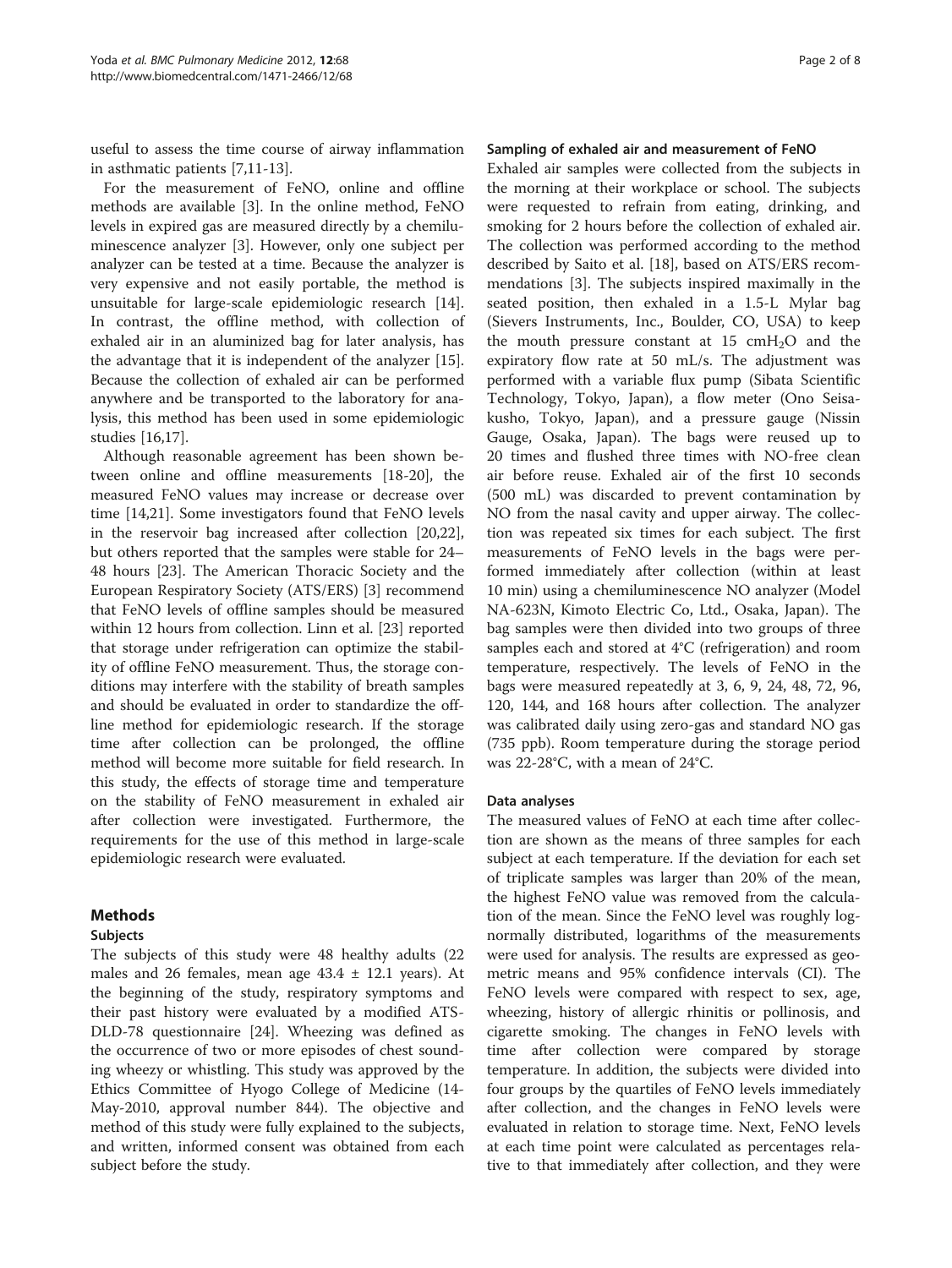useful to assess the time course of airway inflammation in asthmatic patients [7,11-13].

For the measurement of FeNO, online and offline methods are available [3]. In the online method, FeNO levels in expired gas are measured directly by a chemiluminescence analyzer [3]. However, only one subject per analyzer can be tested at a time. Because the analyzer is very expensive and not easily portable, the method is unsuitable for large-scale epidemiologic research [14]. In contrast, the offline method, with collection of exhaled air in an aluminized bag for later analysis, has the advantage that it is independent of the analyzer [15]. Because the collection of exhaled air can be performed anywhere and be transported to the laboratory for analysis, this method has been used in some epidemiologic studies [16,17].

Although reasonable agreement has been shown between online and offline measurements [18-20], the measured FeNO values may increase or decrease over time [14,21]. Some investigators found that FeNO levels in the reservoir bag increased after collection [20,22], but others reported that the samples were stable for 24–48 hours [23]. The American Thoracic Society and the European Respiratory Society (ATS/ERS) [3] recommend that FeNO levels of offline samples should be measured within 12 hours from collection. Linn et al. [23] reported that storage under refrigeration can optimize the stability of offline FeNO measurement. Thus, the storage conditions may interfere with the stability of breath samples and should be evaluated in order to standardize the offline method for epidemiologic research. If the storage time after collection can be prolonged, the offline method will become more suitable for field research. In this study, the effects of storage time and temperature on the stability of FeNO measurement in exhaled air after collection were investigated. Furthermore, the requirements for the use of this method in large-scale epidemiologic research were evaluated.

## Methods

### Subjects

The subjects of this study were 48 healthy adults (22 males and 26 females, mean age $43.4 \pm 12.1$ years). At the beginning of the study, respiratory symptoms and their past history were evaluated by a modified ATS-DLD-78 questionnaire [24]. Wheezing was defined as the occurrence of two or more episodes of chest sounding wheezy or whistling. This study was approved by the Ethics Committee of Hyogo College of Medicine (14-May-2010, approval number 844). The objective and method of this study were fully explained to the subjects, and written, informed consent was obtained from each subject before the study.

### Sampling of exhaled air and measurement of FeNO

Exhaled air samples were collected from the subjects in the morning at their workplace or school. The subjects were requested to refrain from eating, drinking, and smoking for 2 hours before the collection of exhaled air. The collection was performed according to the method described by Saito et al. [18], based on ATS/ERS recommendations [3]. The subjects inspired maximally in the seated position, then exhaled in a 1.5-L Mylar bag (Sievers Instruments, Inc., Boulder, CO, USA) to keep the mouth pressure constant at 15 $cmH_2O$ and the expiratory flow rate at 50 mL/s. The adjustment was performed with a variable flux pump (Sibata Scientific Technology, Tokyo, Japan), a flow meter (Ono Seisakusho, Tokyo, Japan), and a pressure gauge (Nissin Gauge, Osaka, Japan). The bags were reused up to 20 times and flushed three times with NO-free clean air before reuse. Exhaled air of the first 10 seconds (500 mL) was discarded to prevent contamination by NO from the nasal cavity and upper airway. The collection was repeated six times for each subject. The first measurements of FeNO levels in the bags were performed immediately after collection (within at least 10 min) using a chemiluminescence NO analyzer (Model NA-623N, Kimoto Electric Co, Ltd., Osaka, Japan). The bag samples were then divided into two groups of three samples each and stored at 4°C (refrigeration) and room temperature, respectively. The levels of FeNO in the bags were measured repeatedly at 3, 6, 9, 24, 48, 72, 96, 120, 144, and 168 hours after collection. The analyzer was calibrated daily using zero-gas and standard NO gas (735 ppb). Room temperature during the storage period was 22-28°C, with a mean of 24°C.

### Data analyses

The measured values of FeNO at each time after collection are shown as the means of three samples for each subject at each temperature. If the deviation for each set of triplicate samples was larger than 20% of the mean, the highest FeNO value was removed from the calculation of the mean. Since the FeNO level was roughly log-normally distributed, logarithms of the measurements were used for analysis. The results are expressed as geometric means and 95% confidence intervals (CI). The FeNO levels were compared with respect to sex, age, wheezing, history of allergic rhinitis or pollinosis, and cigarette smoking. The changes in FeNO levels with time after collection were compared by storage temperature. In addition, the subjects were divided into four groups by the quartiles of FeNO levels immediately after collection, and the changes in FeNO levels were evaluated in relation to storage time. Next, FeNO levels at each time point were calculated as percentages relative to that immediately after collection, and they were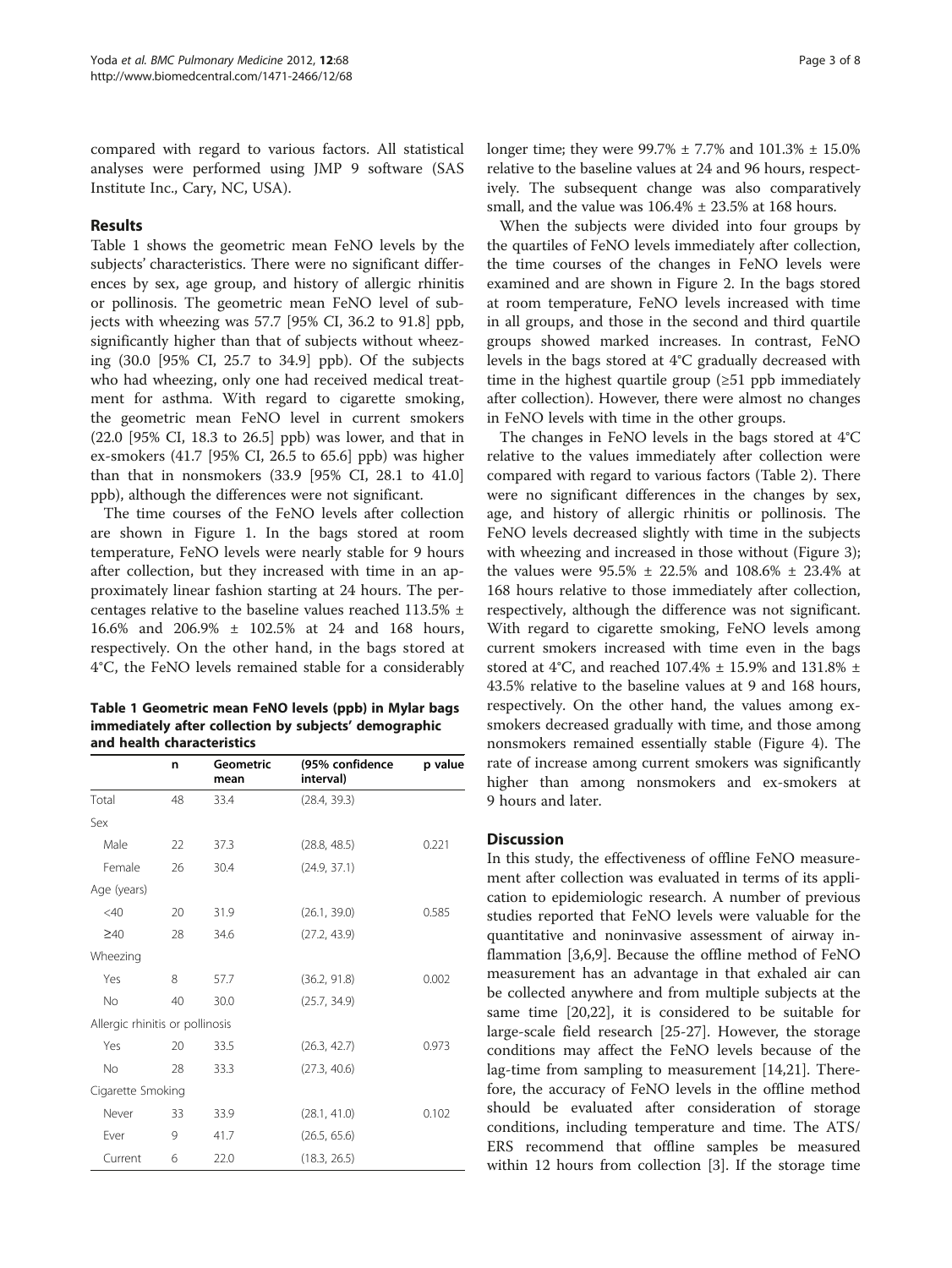compared with regard to various factors. All statistical analyses were performed using JMP 9 software (SAS Institute Inc., Cary, NC, USA).

## Results

Table 1 shows the geometric mean FeNO levels by the subjects' characteristics. There were no significant differences by sex, age group, and history of allergic rhinitis or pollinosis. The geometric mean FeNO level of subjects with wheezing was 57.7 [95% CI, 36.2 to 91.8] ppb, significantly higher than that of subjects without wheezing (30.0 [95% CI, 25.7 to 34.9] ppb). Of the subjects who had wheezing, only one had received medical treatment for asthma. With regard to cigarette smoking, the geometric mean FeNO level in current smokers (22.0 [95% CI, 18.3 to 26.5] ppb) was lower, and that in ex-smokers (41.7 [95% CI, 26.5 to 65.6] ppb) was higher than that in nonsmokers (33.9 [95% CI, 28.1 to 41.0] ppb), although the differences were not significant.

The time courses of the FeNO levels after collection are shown in Figure 1. In the bags stored at room temperature, FeNO levels were nearly stable for 9 hours after collection, but they increased with time in an approximately linear fashion starting at 24 hours. The percentages relative to the baseline values reached 113.5% ± 16.6% and 206.9% ± 102.5% at 24 and 168 hours, respectively. On the other hand, in the bags stored at 4°C, the FeNO levels remained stable for a considerably longer time; they were 99.7% ± 7.7% and 101.3% ± 15.0% relative to the baseline values at 24 and 96 hours, respectively. The subsequent change was also comparatively small, and the value was 106.4% ± 23.5% at 168 hours.

**Table 1 Geometric mean FeNO levels (ppb) in Mylar bags immediately after collection by subjects' demographic and health characteristics**

| | n | Geometric mean | (95% confidence interval) | p value |
|---|---|---|---|---|
| Total | 48 | 33.4 | (28.4, 39.3) | |
| Sex | | | | |
| Male | 22 | 37.3 | (28.8, 48.5) | 0.221 |
| Female | 26 | 30.4 | (24.9, 37.1) | |
| Age (years) | | | | |
| <40 | 20 | 31.9 | (26.1, 39.0) | 0.585 |
| ≥40 | 28 | 34.6 | (27.2, 43.9) | |
| Wheezing | | | | |
| Yes | 8 | 57.7 | (36.2, 91.8) | 0.002 |
| No | 40 | 30.0 | (25.7, 34.9) | |
| Allergic rhinitis or pollinosis | | | | |
| Yes | 20 | 33.5 | (26.3, 42.7) | 0.973 |
| No | 28 | 33.3 | (27.3, 40.6) | |
| Cigarette Smoking | | | | |
| Never | 33 | 33.9 | (28.1, 41.0) | 0.102 |
| Ever | 9 | 41.7 | (26.5, 65.6) | |
| Current | 6 | 22.0 | (18.3, 26.5) | |

When the subjects were divided into four groups by the quartiles of FeNO levels immediately after collection, the time courses of the changes in FeNO levels were examined and are shown in Figure 2. In the bags stored at room temperature, FeNO levels increased with time in all groups, and those in the second and third quartile groups showed marked increases. In contrast, FeNO levels in the bags stored at 4°C gradually decreased with time in the highest quartile group (≥51 ppb immediately after collection). However, there were almost no changes in FeNO levels with time in the other groups.

The changes in FeNO levels in the bags stored at 4°C relative to the values immediately after collection were compared with regard to various factors (Table 2). There were no significant differences in the changes by sex, age, and history of allergic rhinitis or pollinosis. The FeNO levels decreased slightly with time in the subjects with wheezing and increased in those without (Figure 3); the values were 95.5% ± 22.5% and 108.6% ± 23.4% at 168 hours relative to those immediately after collection, respectively, although the difference was not significant. With regard to cigarette smoking, FeNO levels among current smokers increased with time even in the bags stored at 4°C, and reached 107.4% ± 15.9% and 131.8% ± 43.5% relative to the baseline values at 9 and 168 hours, respectively. On the other hand, the values among ex-smokers decreased gradually with time, and those among nonsmokers remained essentially stable (Figure 4). The rate of increase among current smokers was significantly higher than among nonsmokers and ex-smokers at 9 hours and later.

## Discussion

In this study, the effectiveness of offline FeNO measurement after collection was evaluated in terms of its application to epidemiologic research. A number of previous studies reported that FeNO levels were valuable for the quantitative and noninvasive assessment of airway inflammation [3,6,9]. Because the offline method of FeNO measurement has an advantage in that exhaled air can be collected anywhere and from multiple subjects at the same time [20,22], it is considered to be suitable for large-scale field research [25-27]. However, the storage conditions may affect the FeNO levels because of the lag-time from sampling to measurement [14,21]. Therefore, the accuracy of FeNO levels in the offline method should be evaluated after consideration of storage conditions, including temperature and time. The ATS/ERS recommend that offline samples be measured within 12 hours from collection [3]. If the storage time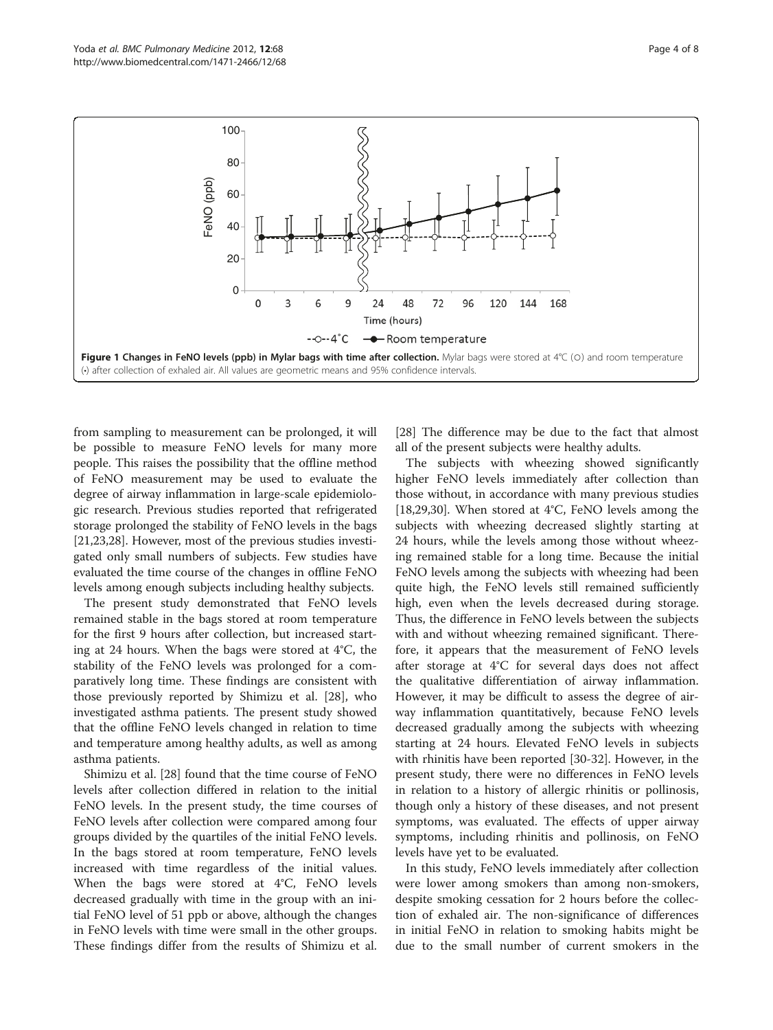100
80
60
40
20
0

FeNO (ppb)

0 3 6 9 24 48 72 96 120 144 168

Time (hours)

--○--4˚C —●— Room temperature

**Figure 1 Changes in FeNO levels (ppb) in Mylar bags with time after collection.** Mylar bags were stored at 4°C (○) and room temperature (•) after collection of exhaled air. All values are geometric means and 95% confidence intervals.

from sampling to measurement can be prolonged, it will be possible to measure FeNO levels for many more people. This raises the possibility that the offline method of FeNO measurement may be used to evaluate the degree of airway inflammation in large-scale epidemiologic research. Previous studies reported that refrigerated storage prolonged the stability of FeNO levels in the bags [21,23,28]. However, most of the previous studies investigated only small numbers of subjects. Few studies have evaluated the time course of the changes in offline FeNO levels among enough subjects including healthy subjects.

The present study demonstrated that FeNO levels remained stable in the bags stored at room temperature for the first 9 hours after collection, but increased starting at 24 hours. When the bags were stored at 4°C, the stability of the FeNO levels was prolonged for a comparatively long time. These findings are consistent with those previously reported by Shimizu et al. [28], who investigated asthma patients. The present study showed that the offline FeNO levels changed in relation to time and temperature among healthy adults, as well as among asthma patients.

Shimizu et al. [28] found that the time course of FeNO levels after collection differed in relation to the initial FeNO levels. In the present study, the time courses of FeNO levels after collection were compared among four groups divided by the quartiles of the initial FeNO levels. In the bags stored at room temperature, FeNO levels increased with time regardless of the initial values. When the bags were stored at 4°C, FeNO levels decreased gradually with time in the group with an initial FeNO level of 51 ppb or above, although the changes in FeNO levels with time were small in the other groups. These findings differ from the results of Shimizu et al. [28] The difference may be due to the fact that almost all of the present subjects were healthy adults.

The subjects with wheezing showed significantly higher FeNO levels immediately after collection than those without, in accordance with many previous studies [18,29,30]. When stored at 4°C, FeNO levels among the subjects with wheezing decreased slightly starting at 24 hours, while the levels among those without wheezing remained stable for a long time. Because the initial FeNO levels among the subjects with wheezing had been quite high, the FeNO levels still remained sufficiently high, even when the levels decreased during storage. Thus, the difference in FeNO levels between the subjects with and without wheezing remained significant. Therefore, it appears that the measurement of FeNO levels after storage at 4°C for several days does not affect the qualitative differentiation of airway inflammation. However, it may be difficult to assess the degree of airway inflammation quantitatively, because FeNO levels decreased gradually among the subjects with wheezing starting at 24 hours. Elevated FeNO levels in subjects with rhinitis have been reported [30-32]. However, in the present study, there were no differences in FeNO levels in relation to a history of allergic rhinitis or pollinosis, though only a history of these diseases, and not present symptoms, was evaluated. The effects of upper airway symptoms, including rhinitis and pollinosis, on FeNO levels have yet to be evaluated.

In this study, FeNO levels immediately after collection were lower among smokers than among non-smokers, despite smoking cessation for 2 hours before the collection of exhaled air. The non-significance of differences in initial FeNO in relation to smoking habits might be due to the small number of current smokers in the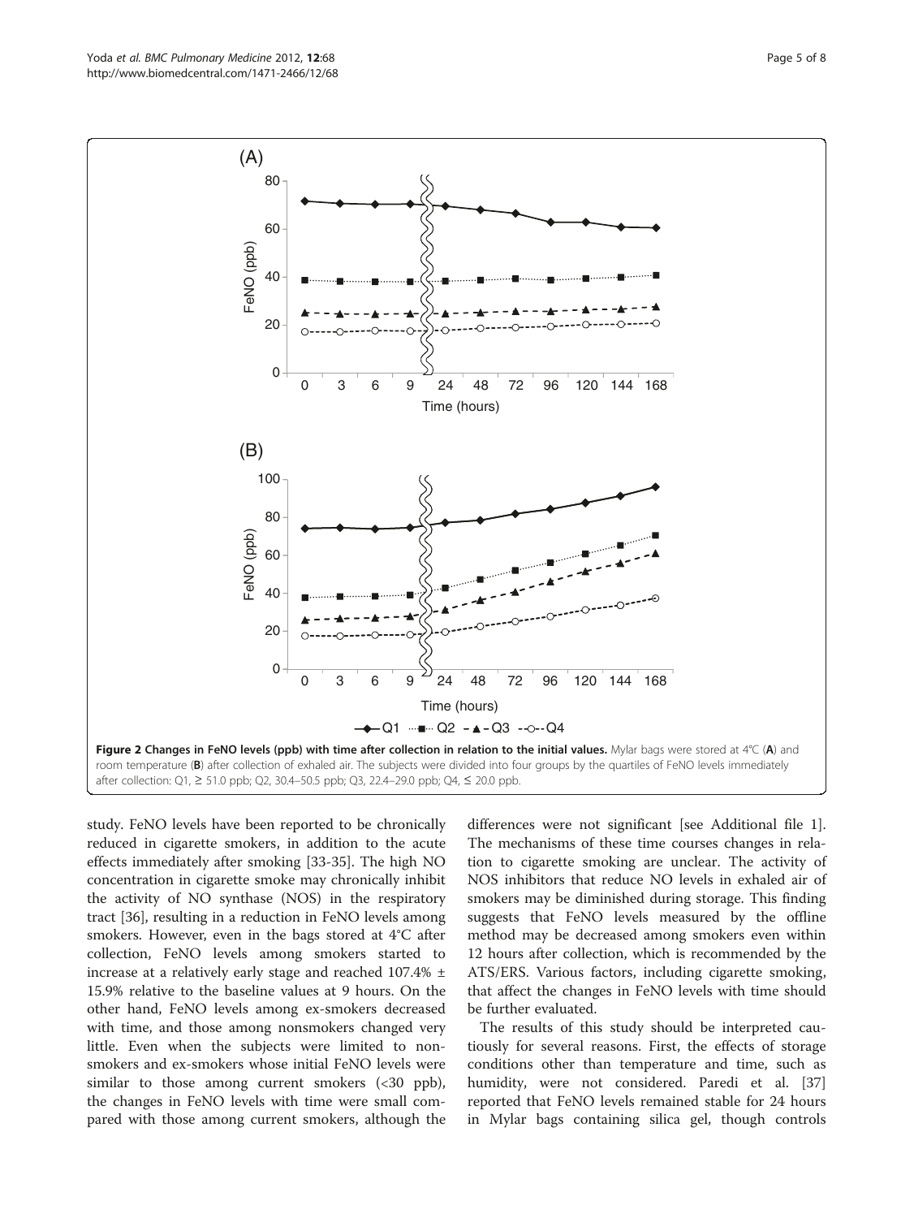(A)

80

60

40

20

0

FeNO (ppb)

0 3 6 9 24 48 72 96 120 144 168

Time (hours)

(B)

100

80

60

40

20

0

FeNO (ppb)

0 3 6 9 24 48 72 96 120 144 168

Time (hours)

Q1 Q2 Q3 Q4

**Figure 2 Changes in FeNO levels (ppb) with time after collection in relation to the initial values.** Mylar bags were stored at 4°C (**A**) and room temperature (**B**) after collection of exhaled air. The subjects were divided into four groups by the quartiles of FeNO levels immediately after collection: Q1, ≥ 51.0 ppb; Q2, 30.4–50.5 ppb; Q3, 22.4–29.0 ppb; Q4, ≤ 20.0 ppb.

study. FeNO levels have been reported to be chronically reduced in cigarette smokers, in addition to the acute effects immediately after smoking [33-35]. The high NO concentration in cigarette smoke may chronically inhibit the activity of NO synthase (NOS) in the respiratory tract [36], resulting in a reduction in FeNO levels among smokers. However, even in the bags stored at 4°C after collection, FeNO levels among smokers started to increase at a relatively early stage and reached 107.4% ± 15.9% relative to the baseline values at 9 hours. On the other hand, FeNO levels among ex-smokers decreased with time, and those among nonsmokers changed very little. Even when the subjects were limited to nonsmokers and ex-smokers whose initial FeNO levels were similar to those among current smokers (<30 ppb), the changes in FeNO levels with time were small compared with those among current smokers, although the differences were not significant [see Additional file 1]. The mechanisms of these time courses changes in relation to cigarette smoking are unclear. The activity of NOS inhibitors that reduce NO levels in exhaled air of smokers may be diminished during storage. This finding suggests that FeNO levels measured by the offline method may be decreased among smokers even within 12 hours after collection, which is recommended by the ATS/ERS. Various factors, including cigarette smoking, that affect the changes in FeNO levels with time should be further evaluated.

The results of this study should be interpreted cautiously for several reasons. First, the effects of storage conditions other than temperature and time, such as humidity, were not considered. Paredi et al. [37] reported that FeNO levels remained stable for 24 hours in Mylar bags containing silica gel, though controls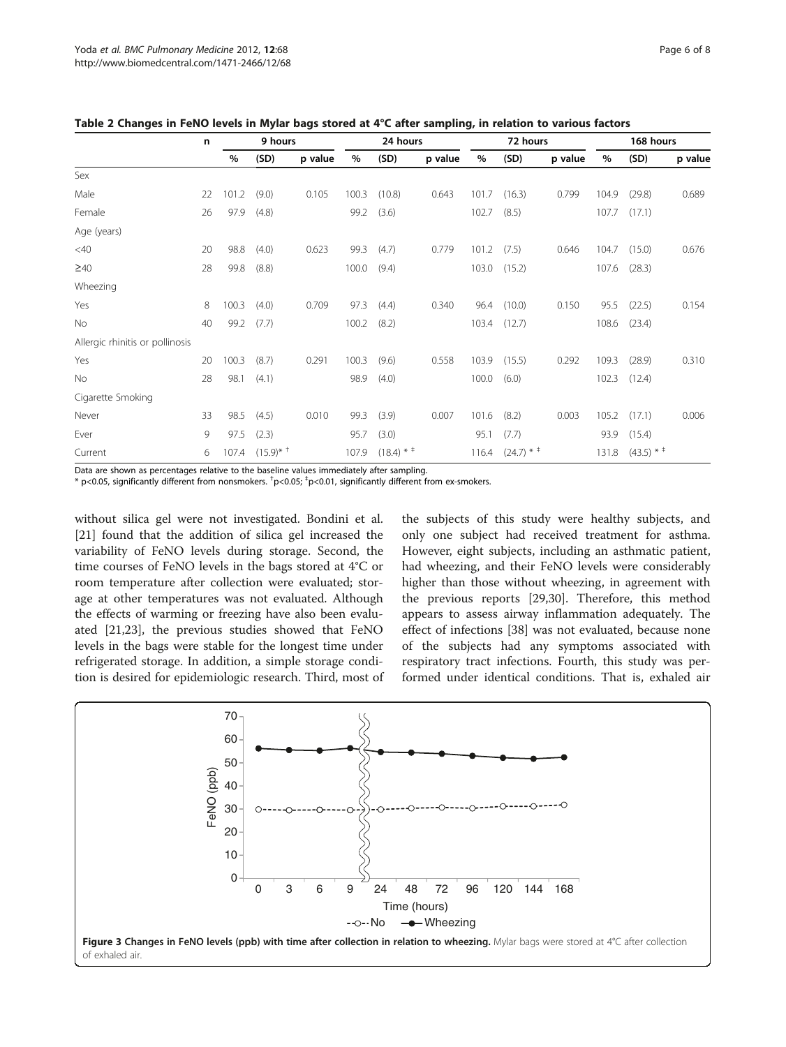**Table 2 Changes in FeNO levels in Mylar bags stored at 4°C after sampling, in relation to various factors**

| | n | 9 hours | | | 24 hours | | | 72 hours | | | 168 hours | | |
|---|---|---|---|---|---|---|---|---|---|---|---|---|---|
| | | % | (SD) | p value | % | (SD) | p value | % | (SD) | p value | % | (SD) | p value |
| Sex | | | | | | | | | | | | | |
| Male | 22 | 101.2 | (9.0) | 0.105 | 100.3 | (10.8) | 0.643 | 101.7 | (16.3) | 0.799 | 104.9 | (29.8) | 0.689 |
| Female | 26 | 97.9 | (4.8) | | 99.2 | (3.6) | | 102.7 | (8.5) | | 107.7 | (17.1) | |
| Age (years) | | | | | | | | | | | | | |
| <40 | 20 | 98.8 | (4.0) | 0.623 | 99.3 | (4.7) | 0.779 | 101.2 | (7.5) | 0.646 | 104.7 | (15.0) | 0.676 |
| ≥40 | 28 | 99.8 | (8.8) | | 100.0 | (9.4) | | 103.0 | (15.2) | | 107.6 | (28.3) | |
| Wheezing | | | | | | | | | | | | | |
| Yes | 8 | 100.3 | (4.0) | 0.709 | 97.3 | (4.4) | 0.340 | 96.4 | (10.0) | 0.150 | 95.5 | (22.5) | 0.154 |
| No | 40 | 99.2 | (7.7) | | 100.2 | (8.2) | | 103.4 | (12.7) | | 108.6 | (23.4) | |
| Allergic rhinitis or pollinosis | | | | | | | | | | | | | |
| Yes | 20 | 100.3 | (8.7) | 0.291 | 100.3 | (9.6) | 0.558 | 103.9 | (15.5) | 0.292 | 109.3 | (28.9) | 0.310 |
| No | 28 | 98.1 | (4.1) | | 98.9 | (4.0) | | 100.0 | (6.0) | | 102.3 | (12.4) | |
| Cigarette Smoking | | | | | | | | | | | | | |
| Never | 33 | 98.5 | (4.5) | 0.010 | 99.3 | (3.9) | 0.007 | 101.6 | (8.2) | 0.003 | 105.2 | (17.1) | 0.006 |
| Ever | 9 | 97.5 | (2.3) | | 95.7 | (3.0) | | 95.1 | (7.7) | | 93.9 | (15.4) | |
| Current | 6 | 107.4 | (15.9)* † | | 107.9 | (18.4) * ‡ | | 116.4 | (24.7) * ‡ | | 131.8 | (43.5) * ‡ | |

Data are shown as percentages relative to the baseline values immediately after sampling.
* p<0.05, significantly different from nonsmokers. † p<0.05; ‡ p<0.01, significantly different from ex-smokers.

without silica gel were not investigated. Bondini et al. [21] found that the addition of silica gel increased the variability of FeNO levels during storage. Second, the time courses of FeNO levels in the bags stored at 4°C or room temperature after collection were evaluated; storage at other temperatures was not evaluated. Although the effects of warming or freezing have also been evaluated [21,23], the previous studies showed that FeNO levels in the bags were stable for the longest time under refrigerated storage. In addition, a simple storage condition is desired for epidemiologic research. Third, most of the subjects of this study were healthy subjects, and only one subject had received treatment for asthma. However, eight subjects, including an asthmatic patient, had wheezing, and their FeNO levels were considerably higher than those without wheezing, in agreement with the previous reports [29,30]. Therefore, this method appears to assess airway inflammation adequately. The effect of infections [38] was not evaluated, because none of the subjects had any symptoms associated with respiratory tract infections. Fourth, this study was performed under identical conditions. That is, exhaled air

FeNO (ppb)
70
60
50
40
30
20
10
0
0 3 6 9 24 48 72 96 120 144 168
Time (hours)
No Wheezing

**Figure 3 Changes in FeNO levels (ppb) with time after collection in relation to wheezing.** Mylar bags were stored at 4°C after collection of exhaled air.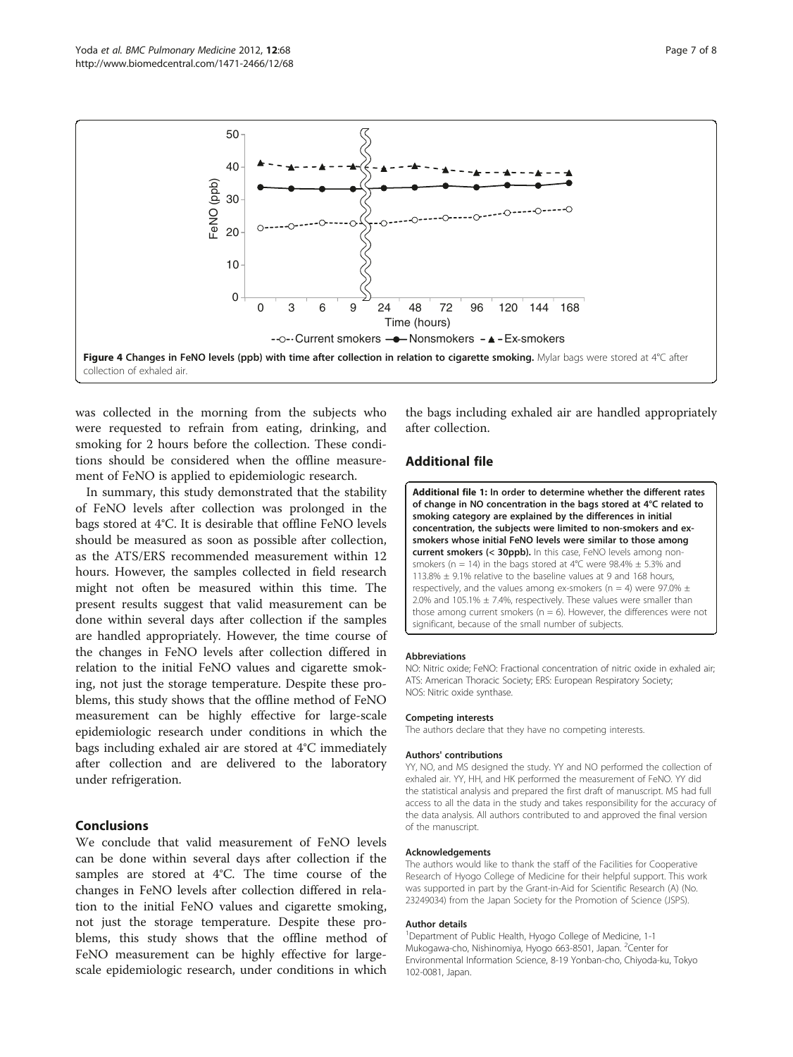50
40
30
20
10
0

FeNO (ppb)

0 3 6 9 24 48 72 96 120 144 168

Time (hours)

Current smokers Nonsmokers Ex-smokers

**Figure 4 Changes in FeNO levels (ppb) with time after collection in relation to cigarette smoking.** Mylar bags were stored at 4°C after collection of exhaled air.

was collected in the morning from the subjects who were requested to refrain from eating, drinking, and smoking for 2 hours before the collection. These conditions should be considered when the offline measurement of FeNO is applied to epidemiologic research.

In summary, this study demonstrated that the stability of FeNO levels after collection was prolonged in the bags stored at 4°C. It is desirable that offline FeNO levels should be measured as soon as possible after collection, as the ATS/ERS recommended measurement within 12 hours. However, the samples collected in field research might not often be measured within this time. The present results suggest that valid measurement can be done within several days after collection if the samples are handled appropriately. However, the time course of the changes in FeNO levels after collection differed in relation to the initial FeNO values and cigarette smoking, not just the storage temperature. Despite these problems, this study shows that the offline method of FeNO measurement can be highly effective for large-scale epidemiologic research under conditions in which the bags including exhaled air are stored at 4°C immediately after collection and are delivered to the laboratory under refrigeration.

## Conclusions

We conclude that valid measurement of FeNO levels can be done within several days after collection if the samples are stored at 4°C. The time course of the changes in FeNO levels after collection differed in relation to the initial FeNO values and cigarette smoking, not just the storage temperature. Despite these problems, this study shows that the offline method of FeNO measurement can be highly effective for large-scale epidemiologic research, under conditions in which the bags including exhaled air are handled appropriately after collection.

## Additional file

**Additional file 1: In order to determine whether the different rates of change in NO concentration in the bags stored at 4°C related to smoking category are explained by the differences in initial concentration, the subjects were limited to non-smokers and ex-smokers whose initial FeNO levels were similar to those among current smokers (< 30ppb).** In this case, FeNO levels among non-smokers (n = 14) in the bags stored at 4°C were 98.4% ± 5.3% and 113.8% ± 9.1% relative to the baseline values at 9 and 168 hours, respectively, and the values among ex-smokers (n = 4) were 97.0% ± 2.0% and 105.1% ± 7.4%, respectively. These values were smaller than those among current smokers (n = 6). However, the differences were not significant, because of the small number of subjects.

#### Abbreviations

NO: Nitric oxide; FeNO: Fractional concentration of nitric oxide in exhaled air; ATS: American Thoracic Society; ERS: European Respiratory Society; NOS: Nitric oxide synthase.

#### Competing interests

The authors declare that they have no competing interests.

#### Authors' contributions

YY, NO, and MS designed the study. YY and NO performed the collection of exhaled air. YY, HH, and HK performed the measurement of FeNO. YY did the statistical analysis and prepared the first draft of manuscript. MS had full access to all the data in the study and takes responsibility for the accuracy of the data analysis. All authors contributed to and approved the final version of the manuscript.

#### Acknowledgements

The authors would like to thank the staff of the Facilities for Cooperative Research of Hyogo College of Medicine for their helpful support. This work was supported in part by the Grant-in-Aid for Scientific Research (A) (No. 23249034) from the Japan Society for the Promotion of Science (JSPS).

#### Author details

[1]Department of Public Health, Hyogo College of Medicine, 1-1 Mukogawa-cho, Nishinomiya, Hyogo 663-8501, Japan. [2]Center for Environmental Information Science, 8-19 Yonban-cho, Chiyoda-ku, Tokyo 102-0081, Japan.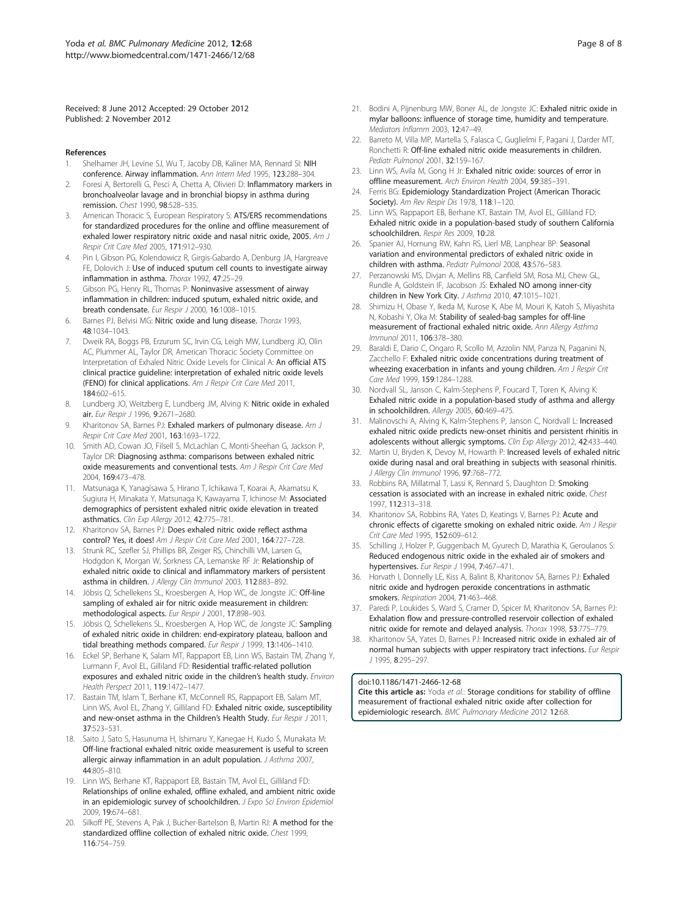Received: 8 June 2012 Accepted: 29 October 2012
Published: 2 November 2012

## References

1. Shelhamer JH, Levine SJ, Wu T, Jacoby DB, Kaliner MA, Rennard SI: **NIH conference. Airway inflammation.** *Ann Intern Med* 1995, **123**:288–304.
2. Foresi A, Bertorelli G, Pesci A, Chetta A, Olivieri D: **Inflammatory markers in bronchoalveolar lavage and in bronchial biopsy in asthma during remission.** *Chest* 1990, **98**:528–535.
3. American Thoracic S, European Respiratory S: **ATS/ERS recommendations for standardized procedures for the online and offline measurement of exhaled lower respiratory nitric oxide and nasal nitric oxide, 2005.** *Am J Respir Crit Care Med* 2005, **171**:912–930.
4. Pin I, Gibson PG, Kolendowicz R, Girgis-Gabardo A, Denburg JA, Hargreave FE, Dolovich J: **Use of induced sputum cell counts to investigate airway inflammation in asthma.** *Thorax* 1992, **47**:25–29.
5. Gibson PG, Henry RL, Thomas P: **Noninvasive assessment of airway inflammation in children: induced sputum, exhaled nitric oxide, and breath condensate.** *Eur Respir J* 2000, **16**:1008–1015.
6. Barnes PJ, Belvisi MG: **Nitric oxide and lung disease.** *Thorax* 1993, **48**:1034–1043.
7. Dweik RA, Boggs PB, Erzurum SC, Irvin CG, Leigh MW, Lundberg JO, Olin AC, Plummer AL, Taylor DR, American Thoracic Society Committee on Interpretation of Exhaled Nitric Oxide Levels for Clinical A: **An official ATS clinical practice guideline: interpretation of exhaled nitric oxide levels (FENO) for clinical applications.** *Am J Respir Crit Care Med* 2011, **184**:602–615.
8. Lundberg JO, Weitzberg E, Lundberg JM, Alving K: **Nitric oxide in exhaled air.** *Eur Respir J* 1996, **9**:2671–2680.
9. Kharitonov SA, Barnes PJ: **Exhaled markers of pulmonary disease.** *Am J Respir Crit Care Med* 2001, **163**:1693–1722.
10. Smith AD, Cowan JO, Filsell S, McLachlan C, Monti-Sheehan G, Jackson P, Taylor DR: **Diagnosing asthma: comparisons between exhaled nitric oxide measurements and conventional tests.** *Am J Respir Crit Care Med* 2004, **169**:473–478.
11. Matsunaga K, Yanagisawa S, Hirano T, Ichikawa T, Koarai A, Akamatsu K, Sugiura H, Minakata Y, Matsunaga K, Kawayama T, Ichinose M: **Associated demographics of persistent exhaled nitric oxide elevation in treated asthmatics.** *Clin Exp Allergy* 2012, **42**:775–781.
12. Kharitonov SA, Barnes PJ: **Does exhaled nitric oxide reflect asthma control? Yes, it does!** *Am J Respir Crit Care Med* 2001, **164**:727–728.
13. Strunk RC, Szefler SJ, Phillips BR, Zeiger RS, Chinchilli VM, Larsen G, Hodgdon K, Morgan W, Sorkness CA, Lemanske RF Jr: **Relationship of exhaled nitric oxide to clinical and inflammatory markers of persistent asthma in children.** *J Allergy Clin Immunol* 2003, **112**:883–892.
14. Jöbsis Q, Schellekens SL, Kroesbergen A, Hop WC, de Jongste JC: **Off-line sampling of exhaled air for nitric oxide measurement in children: methodological aspects.** *Eur Respir J* 2001, **17**:898–903.
15. Jöbsis Q, Schellekens SL, Kroesbergen A, Hop WC, de Jongste JC: **Sampling of exhaled nitric oxide in children: end-expiratory plateau, balloon and tidal breathing methods compared.** *Eur Respir J* 1999, **13**:1406–1410.
16. Eckel SP, Berhane K, Salam MT, Rappaport EB, Linn WS, Bastain TM, Zhang Y, Lurmann F, Avol EL, Gilliland FD: **Residential traffic-related pollution exposures and exhaled nitric oxide in the children's health study.** *Environ Health Perspect* 2011, **119**:1472–1477.
17. Bastain TM, Islam T, Berhane KT, McConnell RS, Rappaport EB, Salam MT, Linn WS, Avol EL, Zhang Y, Gilliland FD: **Exhaled nitric oxide, susceptibility and new-onset asthma in the Children's Health Study.** *Eur Respir J* 2011, **37**:523–531.
18. Saito J, Sato S, Hasunuma H, Ishimaru Y, Kanegae H, Kudo S, Munakata M: **Off-line fractional exhaled nitric oxide measurement is useful to screen allergic airway inflammation in an adult population.** *J Asthma* 2007, **44**:805–810.
19. Linn WS, Berhane KT, Rappaport EB, Bastain TM, Avol EL, Gilliland FD: **Relationships of online exhaled, offline exhaled, and ambient nitric oxide in an epidemiologic survey of schoolchildren.** *J Expo Sci Environ Epidemiol* 2009, **19**:674–681.
20. Silkoff PE, Stevens A, Pak J, Bucher-Bartelson B, Martin RJ: **A method for the standardized offline collection of exhaled nitric oxide.** *Chest* 1999, **116**:754–759.
21. Bodini A, Pijnenburg MW, Boner AL, de Jongste JC: **Exhaled nitric oxide in mylar balloons: influence of storage time, humidity and temperature.** *Mediators Inflamm* 2003, **12**:47–49.
22. Barreto M, Villa MP, Martella S, Falasca C, Guglielmi F, Pagani J, Darder MT, Ronchetti R: **Off-line exhaled nitric oxide measurements in children.** *Pediatr Pulmonol* 2001, **32**:159–167.
23. Linn WS, Avila M, Gong H Jr: **Exhaled nitric oxide: sources of error in offline measurement.** *Arch Environ Health* 2004, **59**:385–391.
24. Ferris BG: **Epidemiology Standardization Project (American Thoracic Society).** *Am Rev Respir Dis* 1978, **118**:1–120.
25. Linn WS, Rappaport EB, Berhane KT, Bastain TM, Avol EL, Gilliland FD: **Exhaled nitric oxide in a population-based study of southern California schoolchildren.** *Respir Res* 2009, **10**:28.
26. Spanier AJ, Hornung RW, Kahn RS, Lierl MB, Lanphear BP: **Seasonal variation and environmental predictors of exhaled nitric oxide in children with asthma.** *Pediatr Pulmonol* 2008, **43**:576–583.
27. Perzanowski MS, Divjan A, Mellins RB, Canfield SM, Rosa MJ, Chew GL, Rundle A, Goldstein IF, Jacobson JS: **Exhaled NO among inner-city children in New York City.** *J Asthma* 2010, **47**:1015–1021.
28. Shimizu H, Obase Y, Ikeda M, Kurose K, Abe M, Mouri K, Katoh S, Miyashita N, Kobashi Y, Oka M: **Stability of sealed-bag samples for off-line measurement of fractional exhaled nitric oxide.** *Ann Allergy Asthma Immunol* 2011, **106**:378–380.
29. Baraldi E, Dario C, Ongaro R, Scollo M, Azzolin NM, Panza N, Paganini N, Zacchello F: **Exhaled nitric oxide concentrations during treatment of wheezing exacerbation in infants and young children.** *Am J Respir Crit Care Med* 1999, **159**:1284–1288.
30. Nordvall SL, Janson C, Kalm-Stephens P, Foucard T, Toren K, Alving K: **Exhaled nitric oxide in a population-based study of asthma and allergy in schoolchildren.** *Allergy* 2005, **60**:469–475.
31. Malinovschi A, Alving K, Kalm-Stephens P, Janson C, Nordvall L: **Increased exhaled nitric oxide predicts new-onset rhinitis and persistent rhinitis in adolescents without allergic symptoms.** *Clin Exp Allergy* 2012, **42**:433–440.
32. Martin U, Bryden K, Devoy M, Howarth P: **Increased levels of exhaled nitric oxide during nasal and oral breathing in subjects with seasonal rhinitis.** *J Allergy Clin Immunol* 1996, **97**:768–772.
33. Robbins RA, Millatmal T, Lassi K, Rennard S, Daughton D: **Smoking cessation is associated with an increase in exhaled nitric oxide.** *Chest* 1997, **112**:313–318.
34. Kharitonov SA, Robbins RA, Yates D, Keatings V, Barnes PJ: **Acute and chronic effects of cigarette smoking on exhaled nitric oxide.** *Am J Respir Crit Care Med* 1995, **152**:609–612.
35. Schilling J, Holzer P, Guggenbach M, Gyurech D, Marathia K, Geroulanos S: **Reduced endogenous nitric oxide in the exhaled air of smokers and hypertensives.** *Eur Respir J* 1994, **7**:467–471.
36. Horvath I, Donnelly LE, Kiss A, Balint B, Kharitonov SA, Barnes PJ: **Exhaled nitric oxide and hydrogen peroxide concentrations in asthmatic smokers.** *Respiration* 2004, **71**:463–468.
37. Paredi P, Loukides S, Ward S, Cramer D, Spicer M, Kharitonov SA, Barnes PJ: **Exhalation flow and pressure-controlled reservoir collection of exhaled nitric oxide for remote and delayed analysis.** *Thorax* 1998, **53**:775–779.
38. Kharitonov SA, Yates D, Barnes PJ: **Increased nitric oxide in exhaled air of normal human subjects with upper respiratory tract infections.** *Eur Respir J* 1995, **8**:295–297.

doi:10.1186/1471-2466-12-68

**Cite this article as:** Yoda *et al.*: Storage conditions for stability of offline measurement of fractional exhaled nitric oxide after collection for epidemiologic research. *BMC Pulmonary Medicine* 2012 **12**:68.